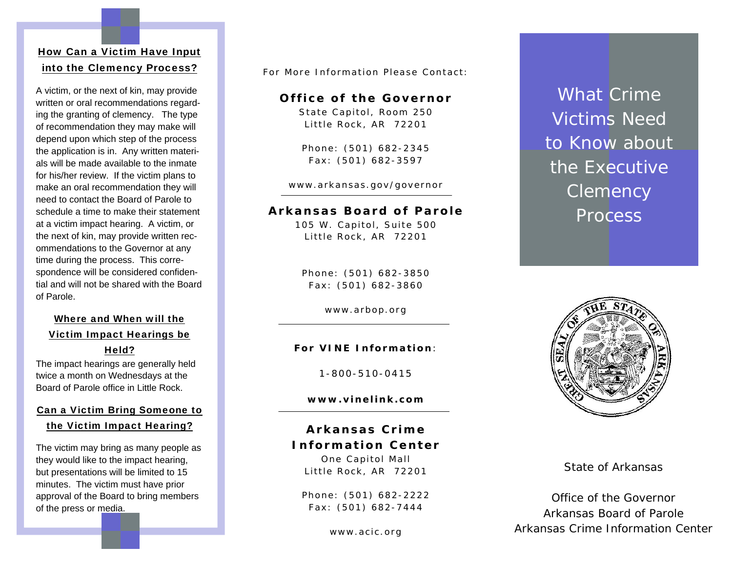## How Can a Victim Have Input into the Clemency Process?

A victim, or the next of kin, may provide written or oral recommendations regarding the granting of clemency. The type of recommendation they may make will depend upon which step of the process the application is in. Any written materials will be made available to the inmate for his/her review. If the victim plans to make an oral recommendation they will need to contact the Board of Parole to schedule a time to make their statement at a victim impact hearing. A victim, or the next of kin, may provide written recommendations to the Governor at any time during the process. This correspondence will be considered confidential and will not be shared with the Board of Parole.

## Where and When will the Victim Impact Hearings be Held?

The impact hearings are generally held twice a month on Wednesdays at the Board of Parole office in Little Rock.

## Can a Victim Bring Someone to the Victim Impact Hearing?

The victim may bring as many people as they would like to the impact hearing, but presentations will be limited to 15 minutes. The victim must have prior approval of the Board to bring members of the press or media.

For More Information Please Contact:

**Office of the Governor**
State Capitol, Room 250
Little Rock, AR 72201

Phone: (501) 682-2345
Fax: (501) 682-3597

www.arkansas.gov/governor

---

**Arkansas Board of Parole**
105 W. Capitol, Suite 500
Little Rock, AR 72201

Phone: (501) 682-3850
Fax: (501) 682-3860

www.arbop.org

---

**For VINE Information**:

1-800-510-0415

**www.vinelink.com**

---

**Arkansas Crime Information Center**
One Capitol Mall
Little Rock, AR 72201

Phone: (501) 682-2222
Fax: (501) 682-7444

www.acic.org

# What Crime Victims Need to Know about the Executive Clemency Process

GREAT SEAL OF THE STATE OF ARKANSAS

State of Arkansas

Office of the Governor
Arkansas Board of Parole
Arkansas Crime Information Center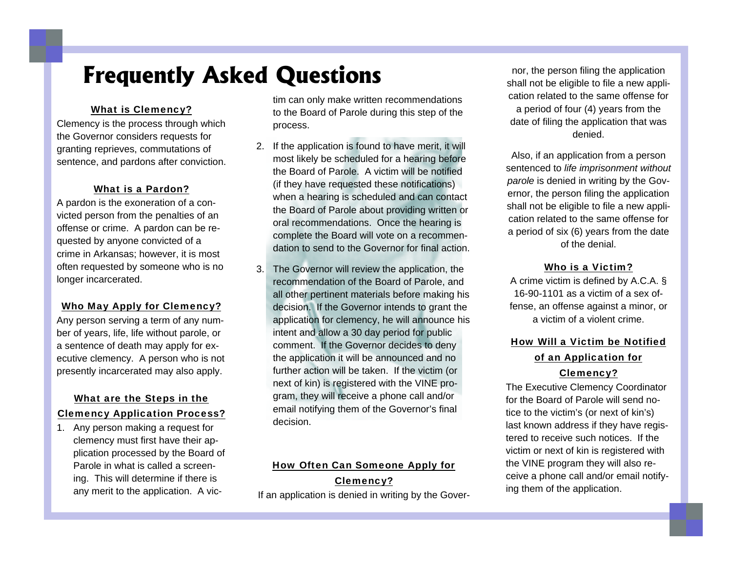# Frequently Asked Questions

### What is Clemency?

Clemency is the process through which the Governor considers requests for granting reprieves, commutations of sentence, and pardons after conviction.

### What is a Pardon?

A pardon is the exoneration of a convicted person from the penalties of an offense or crime. A pardon can be requested by anyone convicted of a crime in Arkansas; however, it is most often requested by someone who is no longer incarcerated.

### Who May Apply for Clemency?

Any person serving a term of any number of years, life, life without parole, or a sentence of death may apply for executive clemency. A person who is not presently incarcerated may also apply.

### What are the Steps in the Clemency Application Process?

1. Any person making a request for clemency must first have their application processed by the Board of Parole in what is called a screening. This will determine if there is any merit to the application. A victim can only make written recommendations to the Board of Parole during this step of the process.
2. If the application is found to have merit, it will most likely be scheduled for a hearing before the Board of Parole. A victim will be notified (if they have requested these notifications) when a hearing is scheduled and can contact the Board of Parole about providing written or oral recommendations. Once the hearing is complete the Board will vote on a recommendation to send to the Governor for final action.
3. The Governor will review the application, the recommendation of the Board of Parole, and all other pertinent materials before making his decision. If the Governor intends to grant the application for clemency, he will announce his intent and allow a 30 day period for public comment. If the Governor decides to deny the application it will be announced and no further action will be taken. If the victim (or next of kin) is registered with the VINE program, they will receive a phone call and/or email notifying them of the Governor's final decision.

### How Often Can Someone Apply for Clemency?

If an application is denied in writing by the Governor, the person filing the application shall not be eligible to file a new application related to the same offense for a period of four (4) years from the date of filing the application that was denied.

Also, if an application from a person sentenced to *life imprisonment without parole* is denied in writing by the Governor, the person filing the application shall not be eligible to file a new application related to the same offense for a period of six (6) years from the date of the denial.

### Who is a Victim?

A crime victim is defined by A.C.A. § 16-90-1101 as a victim of a sex offense, an offense against a minor, or a victim of a violent crime.

### How Will a Victim be Notified of an Application for Clemency?

The Executive Clemency Coordinator for the Board of Parole will send notice to the victim's (or next of kin's) last known address if they have registered to receive such notices. If the victim or next of kin is registered with the VINE program they will also receive a phone call and/or email notifying them of the application.